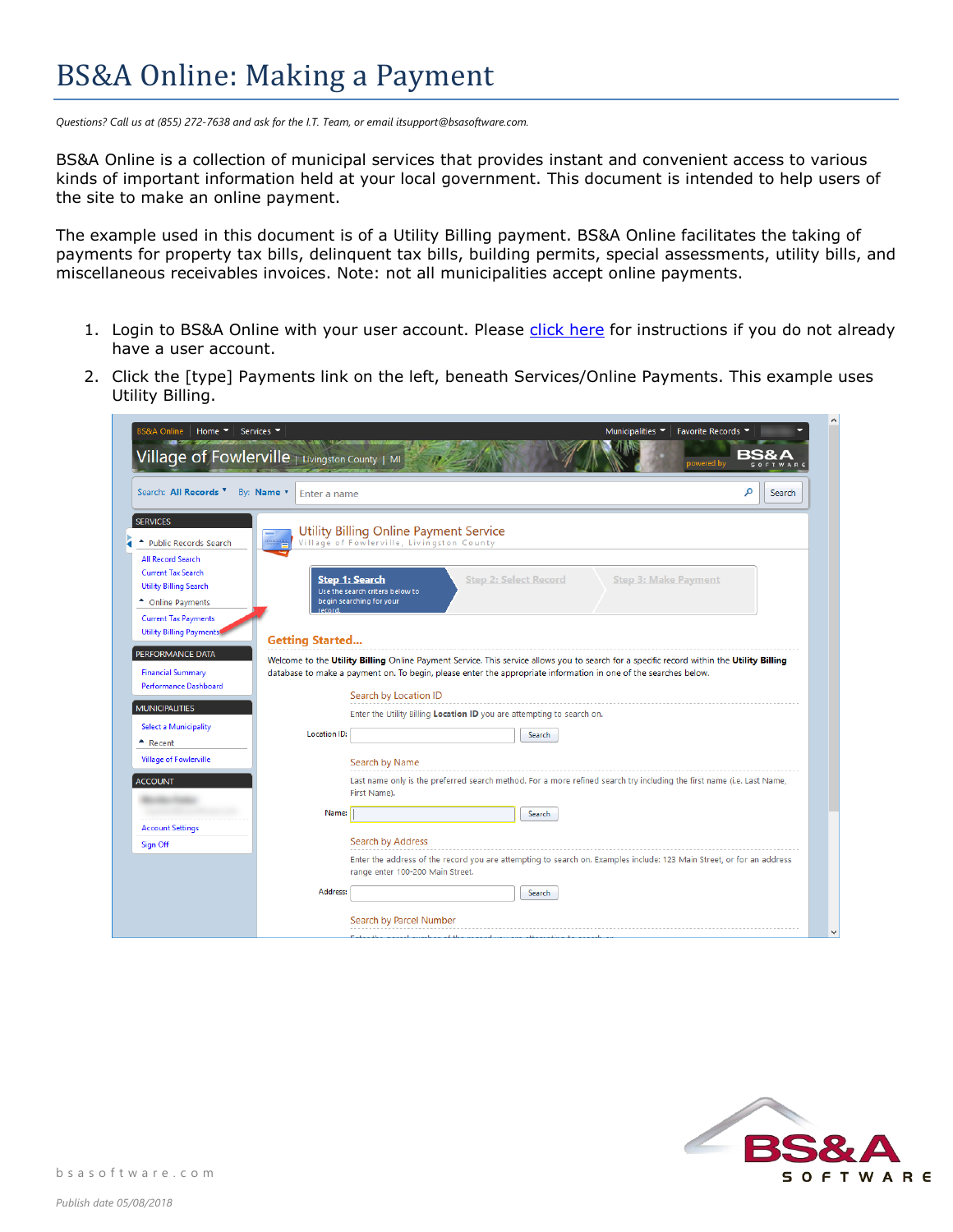# BS&A Online: Making a Payment

*Questions? Call us at (855) 272-7638 and ask for the I.T. Team, or email itsupport@bsasoftware.com.*

BS&A Online is a collection of municipal services that provides instant and convenient access to various kinds of important information held at your local government. This document is intended to help users of the site to make an online payment.

The example used in this document is of a Utility Billing payment. BS&A Online facilitates the taking of payments for property tax bills, delinquent tax bills, building permits, special assessments, utility bills, and miscellaneous receivables invoices. Note: not all municipalities accept online payments.

1. Login to BS&A Online with your user account. Please click here for instructions if you do not already have a user account.
2. Click the [type] Payments link on the left, beneath Services/Online Payments. This example uses Utility Billing.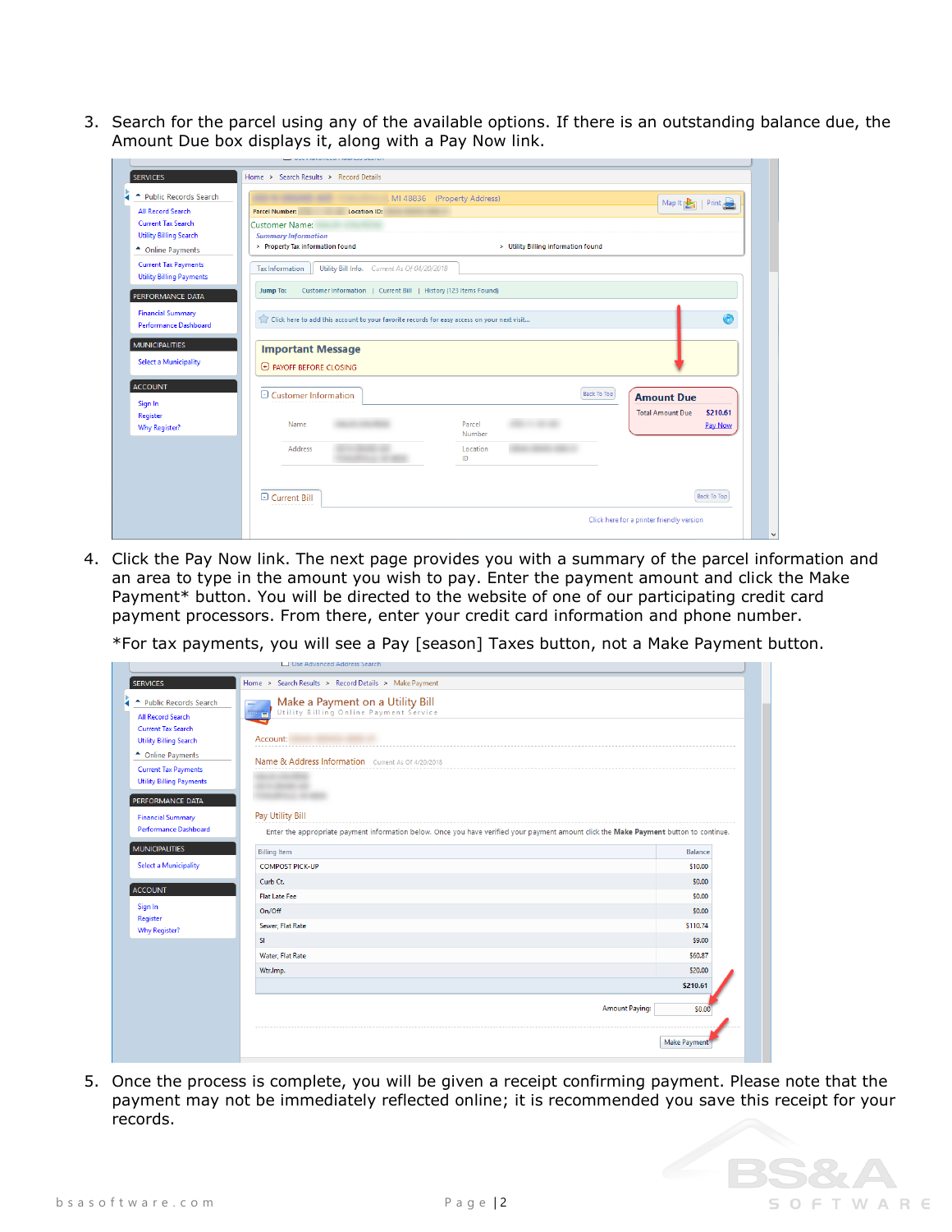3. Search for the parcel using any of the available options. If there is an outstanding balance due, the Amount Due box displays it, along with a Pay Now link.

4. Click the Pay Now link. The next page provides you with a summary of the parcel information and an area to type in the amount you wish to pay. Enter the payment amount and click the Make Payment* button. You will be directed to the website of one of our participating credit card payment processors. From there, enter your credit card information and phone number.

   *For tax payments, you will see a Pay [season] Taxes button, not a Make Payment button.

5. Once the process is complete, you will be given a receipt confirming payment. Please note that the payment may not be immediately reflected online; it is recommended you save this receipt for your records.